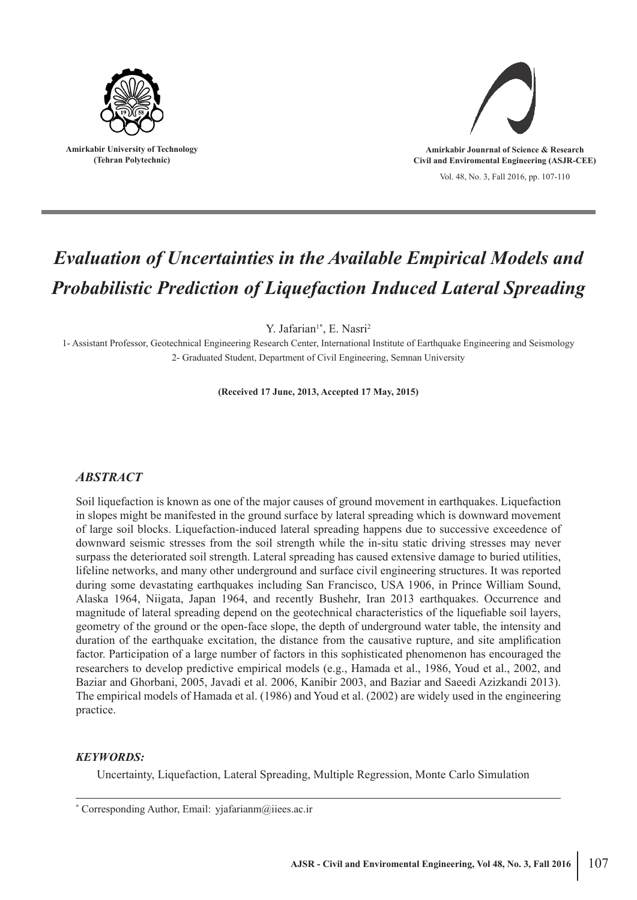Amirkabir University of Technology
(Tehran Polytechnic)

Amirkabir Jounrnal of Science & Research
Civil and Enviromental Engineering (ASJR-CEE)

Vol. 48, No. 3, Fall 2016, pp. 107-110

# *Evaluation of Uncertainties in the Available Empirical Models and Probabilistic Prediction of Liquefaction Induced Lateral Spreading*

Y. Jafarian[1*], E. Nasri[2]

1- Assistant Professor, Geotechnical Engineering Research Center, International Institute of Earthquake Engineering and Seismology
2- Graduated Student, Department of Civil Engineering, Semnan University

**(Received 17 June, 2013, Accepted 17 May, 2015)**

## *ABSTRACT*

Soil liquefaction is known as one of the major causes of ground movement in earthquakes. Liquefaction in slopes might be manifested in the ground surface by lateral spreading which is downward movement of large soil blocks. Liquefaction-induced lateral spreading happens due to successive exceedence of downward seismic stresses from the soil strength while the in-situ static driving stresses may never surpass the deteriorated soil strength. Lateral spreading has caused extensive damage to buried utilities, lifeline networks, and many other underground and surface civil engineering structures. It was reported during some devastating earthquakes including San Francisco, USA 1906, in Prince William Sound, Alaska 1964, Niigata, Japan 1964, and recently Bushehr, Iran 2013 earthquakes. Occurrence and magnitude of lateral spreading depend on the geotechnical characteristics of the liquefiable soil layers, geometry of the ground or the open-face slope, the depth of underground water table, the intensity and duration of the earthquake excitation, the distance from the causative rupture, and site amplification factor. Participation of a large number of factors in this sophisticated phenomenon has encouraged the researchers to develop predictive empirical models (e.g., Hamada et al., 1986, Youd et al., 2002, and Baziar and Ghorbani, 2005, Javadi et al. 2006, Kanibir 2003, and Baziar and Saeedi Azizkandi 2013). The empirical models of Hamada et al. (1986) and Youd et al. (2002) are widely used in the engineering practice.

### *KEYWORDS:*

Uncertainty, Liquefaction, Lateral Spreading, Multiple Regression, Monte Carlo Simulation

---

[*] Corresponding Author, Email: yjafarianm@iiees.ac.ir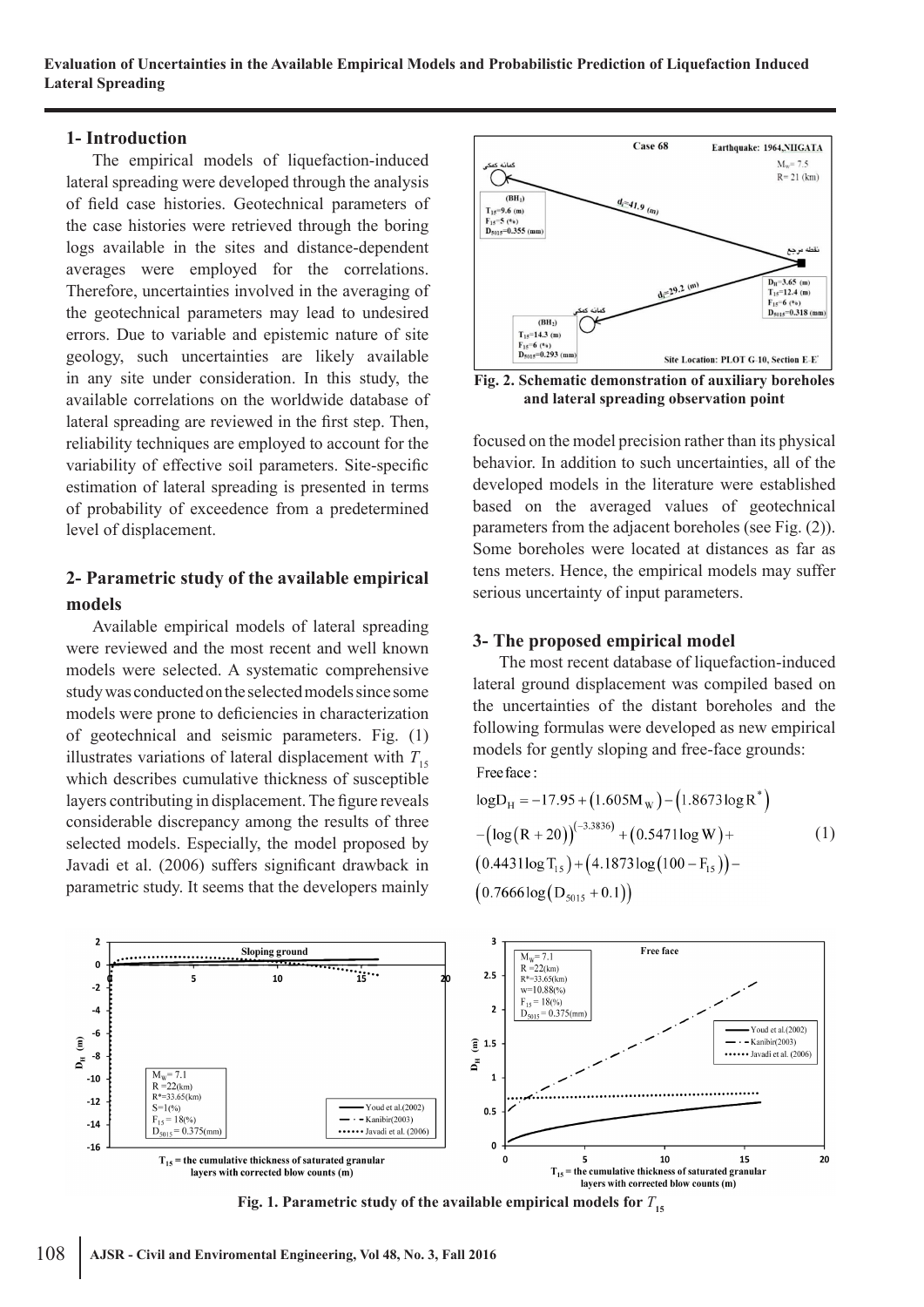## 1- Introduction

The empirical models of liquefaction-induced lateral spreading were developed through the analysis of field case histories. Geotechnical parameters of the case histories were retrieved through the boring logs available in the sites and distance-dependent averages were employed for the correlations. Therefore, uncertainties involved in the averaging of the geotechnical parameters may lead to undesired errors. Due to variable and epistemic nature of site geology, such uncertainties are likely available in any site under consideration. In this study, the available correlations on the worldwide database of lateral spreading are reviewed in the first step. Then, reliability techniques are employed to account for the variability of effective soil parameters. Site-specific estimation of lateral spreading is presented in terms of probability of exceedence from a predetermined level of displacement.

## 2- Parametric study of the available empirical models

Available empirical models of lateral spreading were reviewed and the most recent and well known models were selected. A systematic comprehensive study was conducted on the selected models since some models were prone to deficiencies in characterization of geotechnical and seismic parameters. Fig. (1) illustrates variations of lateral displacement with $T_{15}$ which describes cumulative thickness of susceptible layers contributing in displacement. The figure reveals considerable discrepancy among the results of three selected models. Especially, the model proposed by Javadi et al. (2006) suffers significant drawback in parametric study. It seems that the developers mainly focused on the model precision rather than its physical behavior. In addition to such uncertainties, all of the developed models in the literature were established based on the averaged values of geotechnical parameters from the adjacent boreholes (see Fig. (2)). Some boreholes were located at distances as far as tens meters. Hence, the empirical models may suffer serious uncertainty of input parameters.

Fig. 2. Schematic demonstration of auxiliary boreholes and lateral spreading observation point

## 3- The proposed empirical model

The most recent database of liquefaction-induced lateral ground displacement was compiled based on the uncertainties of the distant boreholes and the following formulas were developed as new empirical models for gently sloping and free-face grounds:

Free face:

$$
\begin{aligned}
\log D_H = &-17.95 + (1.605 M_W) - (1.8673 \log R^*) \\
&- (\log(R+20))^{(-3.3836)} + (0.5471 \log W) + \\
&(0.4431 \log T_{15}) + (4.1873 \log(100 - F_{15})) - \\
&(0.7666 \log(D_{5015} + 0.1))
\end{aligned}
\tag{1}
$$

Fig. 1. Parametric study of the available empirical models for $T_{15}$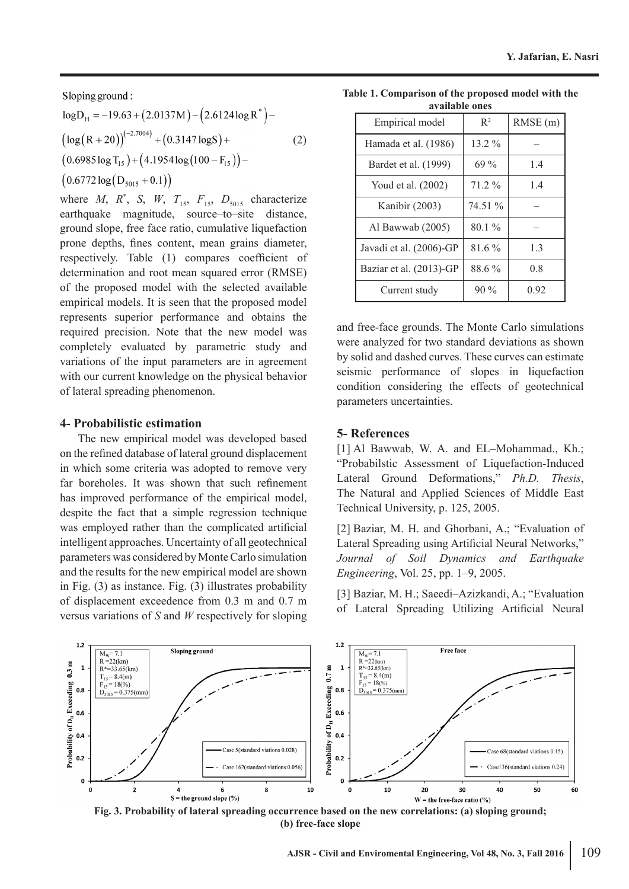Sloping ground :

$$\log D_H = -19.63 + (2.0137M) - (2.6124\log R^*) - (\log(R+20))^{(-2.7004)} + (0.3147\log S) + (0.6985\log T_{15}) + (4.1954\log(100-F_{15})) - (0.6772\log(D_{5015}+0.1)) \quad (2)$$

where $M$, $R^*$, $S$, $W$, $T_{15}$, $F_{15}$, $D_{5015}$ characterize earthquake magnitude, source–to–site distance, ground slope, free face ratio, cumulative liquefaction prone depths, fines content, mean grains diameter, respectively. Table (1) compares coefficient of determination and root mean squared error (RMSE) of the proposed model with the selected available empirical models. It is seen that the proposed model represents superior performance and obtains the required precision. Note that the new model was completely evaluated by parametric study and variations of the input parameters are in agreement with our current knowledge on the physical behavior of lateral spreading phenomenon.

**Table 1. Comparison of the proposed model with the available ones**

| Empirical model | $R^2$ | RMSE (m) |
|---|---|---|
| Hamada et al. (1986) | 13.2 % | – |
| Bardet et al. (1999) | 69 % | 1.4 |
| Youd et al. (2002) | 71.2 % | 1.4 |
| Kanibir (2003) | 74.51 % | – |
| Al Bawwab (2005) | 80.1 % | – |
| Javadi et al. (2006)-GP | 81.6 % | 1.3 |
| Baziar et al. (2013)-GP | 88.6 % | 0.8 |
| Current study | 90 % | 0.92 |

## 4- Probabilistic estimation

The new empirical model was developed based on the refined database of lateral ground displacement in which some criteria was adopted to remove very far boreholes. It was shown that such refinement has improved performance of the empirical model, despite the fact that a simple regression technique was employed rather than the complicated artificial intelligent approaches. Uncertainty of all geotechnical parameters was considered by Monte Carlo simulation and the results for the new empirical model are shown in Fig. (3) as instance. Fig. (3) illustrates probability of displacement exceedence from 0.3 m and 0.7 m versus variations of $S$ and $W$ respectively for sloping and free-face grounds. The Monte Carlo simulations were analyzed for two standard deviations as shown by solid and dashed curves. These curves can estimate seismic performance of slopes in liquefaction condition considering the effects of geotechnical parameters uncertainties.

## 5- References

[1] Al Bawwab, W. A. and EL–Mohammad., Kh.; "Probabilstic Assessment of Liquefaction-Induced Lateral Ground Deformations," *Ph.D. Thesis*, The Natural and Applied Sciences of Middle East Technical University, p. 125, 2005.

[2] Baziar, M. H. and Ghorbani, A.; "Evaluation of Lateral Spreading using Artificial Neural Networks," *Journal of Soil Dynamics and Earthquake Engineering*, Vol. 25, pp. 1–9, 2005.

[3] Baziar, M. H.; Saeedi–Azizkandi, A.; "Evaluation of Lateral Spreading Utilizing Artificial Neural

**Fig. 3. Probability of lateral spreading occurrence based on the new correlations: (a) sloping ground; (b) free-face slope**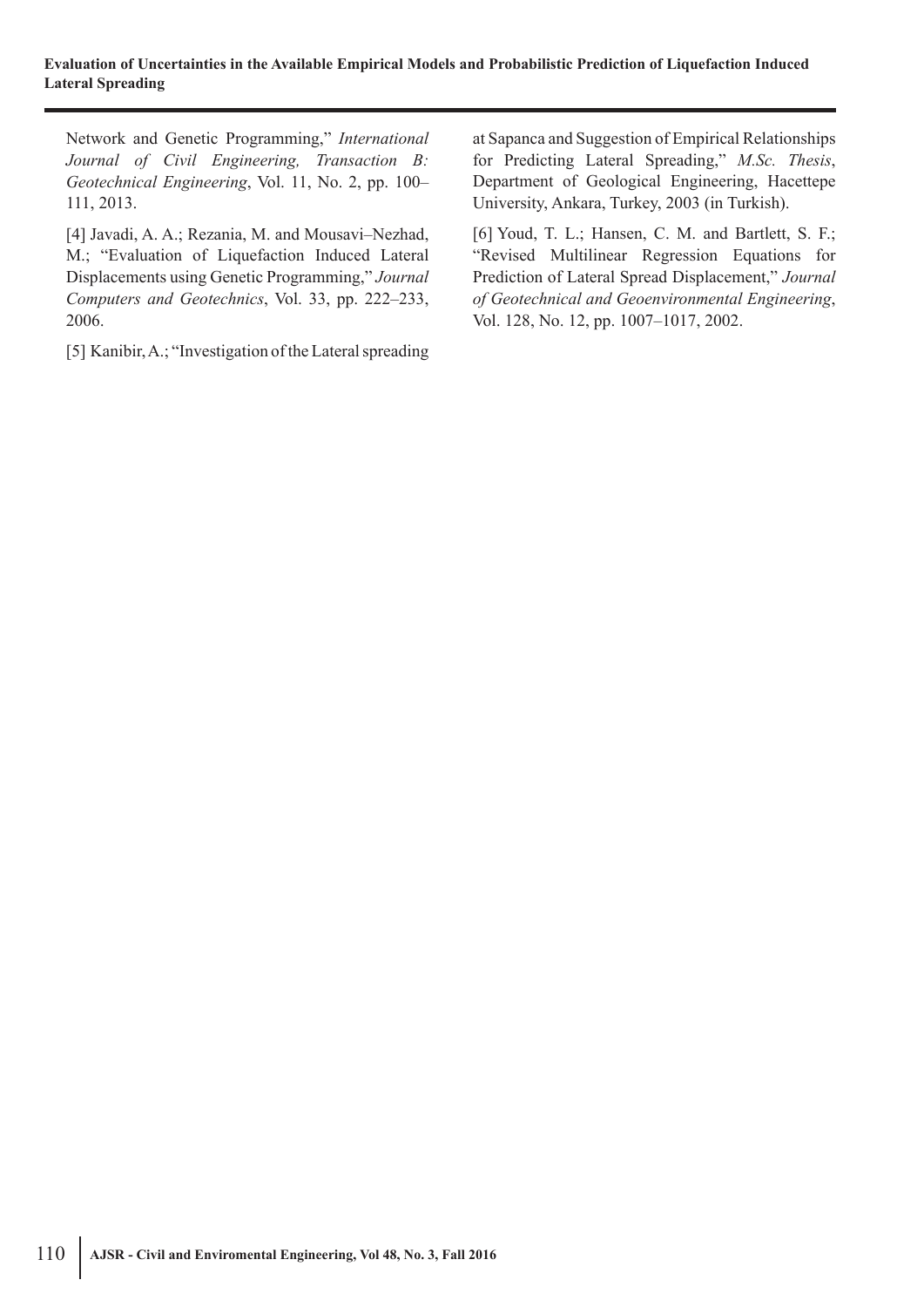Network and Genetic Programming," *International Journal of Civil Engineering, Transaction B: Geotechnical Engineering*, Vol. 11, No. 2, pp. 100–111, 2013.

[4] Javadi, A. A.; Rezania, M. and Mousavi–Nezhad, M.; "Evaluation of Liquefaction Induced Lateral Displacements using Genetic Programming," *Journal Computers and Geotechnics*, Vol. 33, pp. 222–233, 2006.

[5] Kanibir, A.; "Investigation of the Lateral spreading at Sapanca and Suggestion of Empirical Relationships for Predicting Lateral Spreading," *M.Sc. Thesis*, Department of Geological Engineering, Hacettepe University, Ankara, Turkey, 2003 (in Turkish).

[6] Youd, T. L.; Hansen, C. M. and Bartlett, S. F.; "Revised Multilinear Regression Equations for Prediction of Lateral Spread Displacement," *Journal of Geotechnical and Geoenvironmental Engineering*, Vol. 128, No. 12, pp. 1007–1017, 2002.